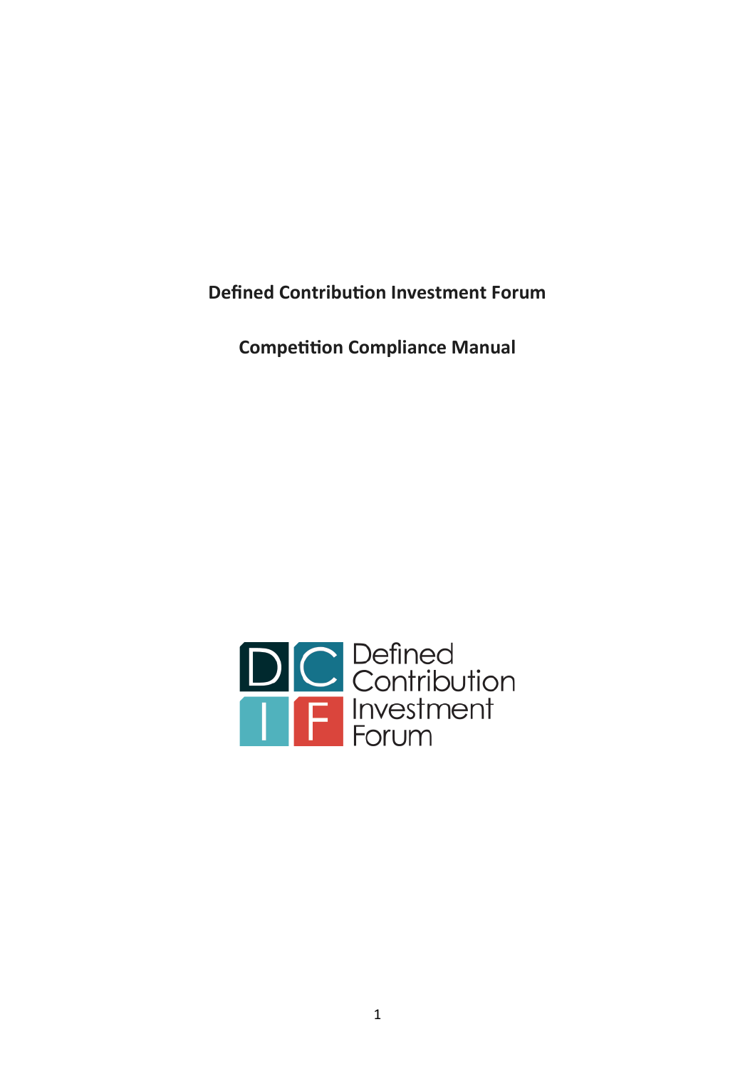**Defined Contribution Investment Forum**

**Competition Compliance Manual**

Defined Contribution Investment Forum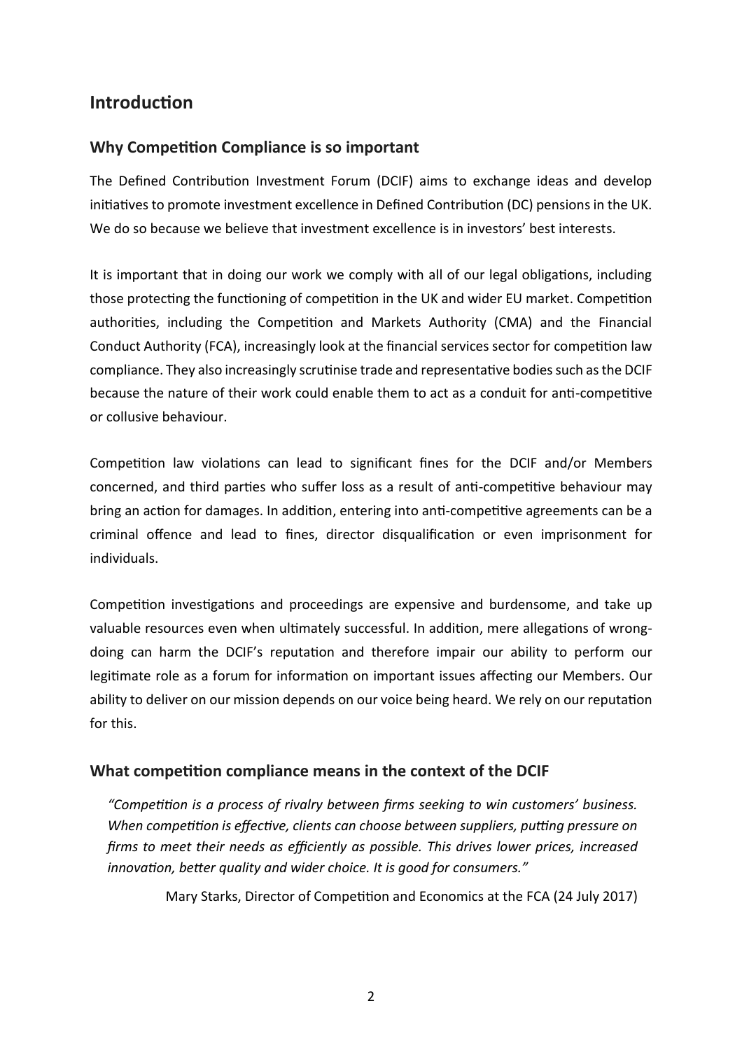## Introduction

### Why Competition Compliance is so important

The Defined Contribution Investment Forum (DCIF) aims to exchange ideas and develop initiatives to promote investment excellence in Defined Contribution (DC) pensions in the UK. We do so because we believe that investment excellence is in investors' best interests.

It is important that in doing our work we comply with all of our legal obligations, including those protecting the functioning of competition in the UK and wider EU market. Competition authorities, including the Competition and Markets Authority (CMA) and the Financial Conduct Authority (FCA), increasingly look at the financial services sector for competition law compliance. They also increasingly scrutinise trade and representative bodies such as the DCIF because the nature of their work could enable them to act as a conduit for anti-competitive or collusive behaviour.

Competition law violations can lead to significant fines for the DCIF and/or Members concerned, and third parties who suffer loss as a result of anti-competitive behaviour may bring an action for damages. In addition, entering into anti-competitive agreements can be a criminal offence and lead to fines, director disqualification or even imprisonment for individuals.

Competition investigations and proceedings are expensive and burdensome, and take up valuable resources even when ultimately successful. In addition, mere allegations of wrong-doing can harm the DCIF's reputation and therefore impair our ability to perform our legitimate role as a forum for information on important issues affecting our Members. Our ability to deliver on our mission depends on our voice being heard. We rely on our reputation for this.

### What competition compliance means in the context of the DCIF

*"Competition is a process of rivalry between firms seeking to win customers' business. When competition is effective, clients can choose between suppliers, putting pressure on firms to meet their needs as efficiently as possible. This drives lower prices, increased innovation, better quality and wider choice. It is good for consumers."*

Mary Starks, Director of Competition and Economics at the FCA (24 July 2017)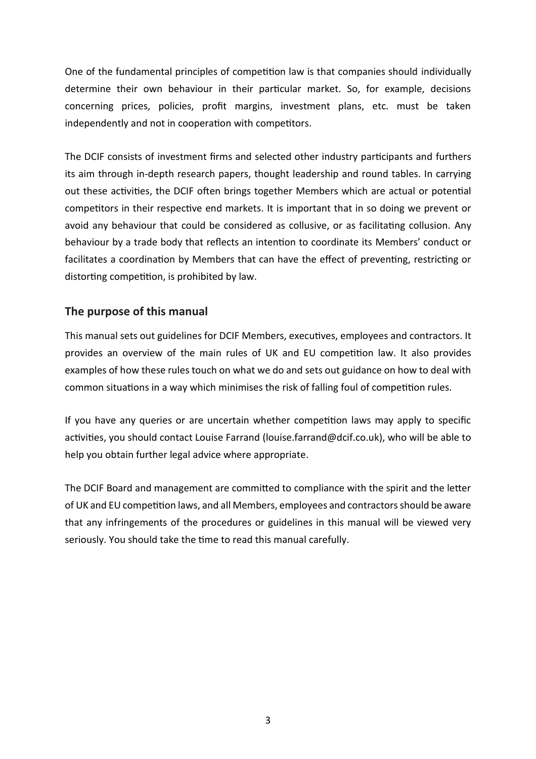One of the fundamental principles of competition law is that companies should individually determine their own behaviour in their particular market. So, for example, decisions concerning prices, policies, profit margins, investment plans, etc. must be taken independently and not in cooperation with competitors.

The DCIF consists of investment firms and selected other industry participants and furthers its aim through in-depth research papers, thought leadership and round tables. In carrying out these activities, the DCIF often brings together Members which are actual or potential competitors in their respective end markets. It is important that in so doing we prevent or avoid any behaviour that could be considered as collusive, or as facilitating collusion. Any behaviour by a trade body that reflects an intention to coordinate its Members' conduct or facilitates a coordination by Members that can have the effect of preventing, restricting or distorting competition, is prohibited by law.

## The purpose of this manual

This manual sets out guidelines for DCIF Members, executives, employees and contractors. It provides an overview of the main rules of UK and EU competition law. It also provides examples of how these rules touch on what we do and sets out guidance on how to deal with common situations in a way which minimises the risk of falling foul of competition rules.

If you have any queries or are uncertain whether competition laws may apply to specific activities, you should contact Louise Farrand (louise.farrand@dcif.co.uk), who will be able to help you obtain further legal advice where appropriate.

The DCIF Board and management are committed to compliance with the spirit and the letter of UK and EU competition laws, and all Members, employees and contractors should be aware that any infringements of the procedures or guidelines in this manual will be viewed very seriously. You should take the time to read this manual carefully.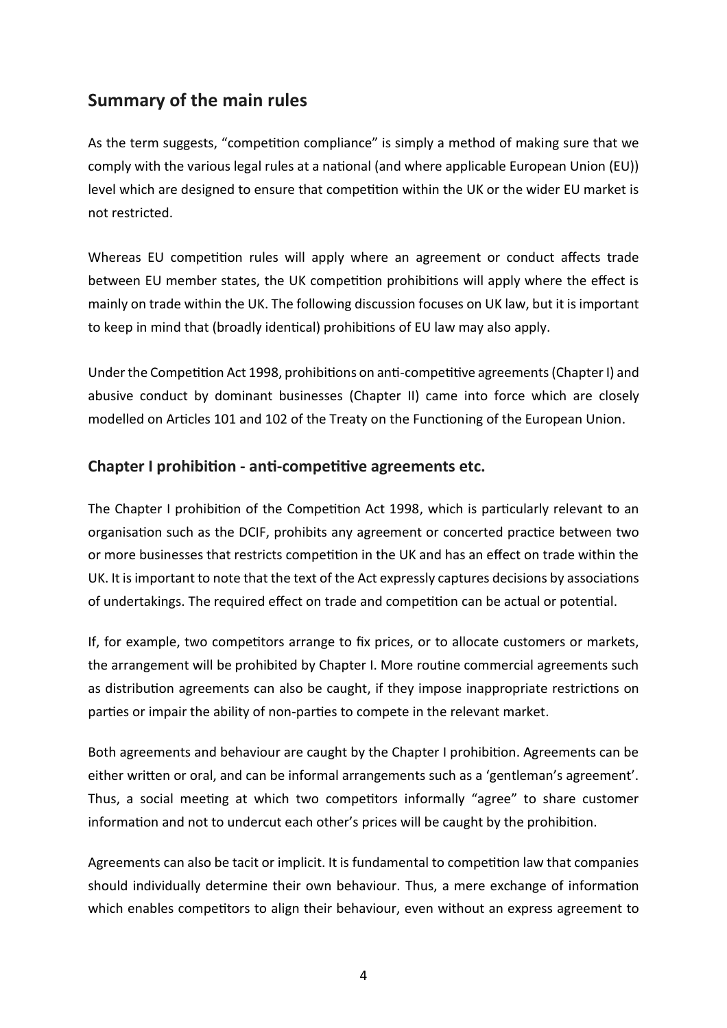## Summary of the main rules

As the term suggests, "competition compliance" is simply a method of making sure that we comply with the various legal rules at a national (and where applicable European Union (EU)) level which are designed to ensure that competition within the UK or the wider EU market is not restricted.

Whereas EU competition rules will apply where an agreement or conduct affects trade between EU member states, the UK competition prohibitions will apply where the effect is mainly on trade within the UK. The following discussion focuses on UK law, but it is important to keep in mind that (broadly identical) prohibitions of EU law may also apply.

Under the Competition Act 1998, prohibitions on anti-competitive agreements (Chapter I) and abusive conduct by dominant businesses (Chapter II) came into force which are closely modelled on Articles 101 and 102 of the Treaty on the Functioning of the European Union.

### Chapter I prohibition - anti-competitive agreements etc.

The Chapter I prohibition of the Competition Act 1998, which is particularly relevant to an organisation such as the DCIF, prohibits any agreement or concerted practice between two or more businesses that restricts competition in the UK and has an effect on trade within the UK. It is important to note that the text of the Act expressly captures decisions by associations of undertakings. The required effect on trade and competition can be actual or potential.

If, for example, two competitors arrange to fix prices, or to allocate customers or markets, the arrangement will be prohibited by Chapter I. More routine commercial agreements such as distribution agreements can also be caught, if they impose inappropriate restrictions on parties or impair the ability of non-parties to compete in the relevant market.

Both agreements and behaviour are caught by the Chapter I prohibition. Agreements can be either written or oral, and can be informal arrangements such as a 'gentleman's agreement'. Thus, a social meeting at which two competitors informally "agree" to share customer information and not to undercut each other's prices will be caught by the prohibition.

Agreements can also be tacit or implicit. It is fundamental to competition law that companies should individually determine their own behaviour. Thus, a mere exchange of information which enables competitors to align their behaviour, even without an express agreement to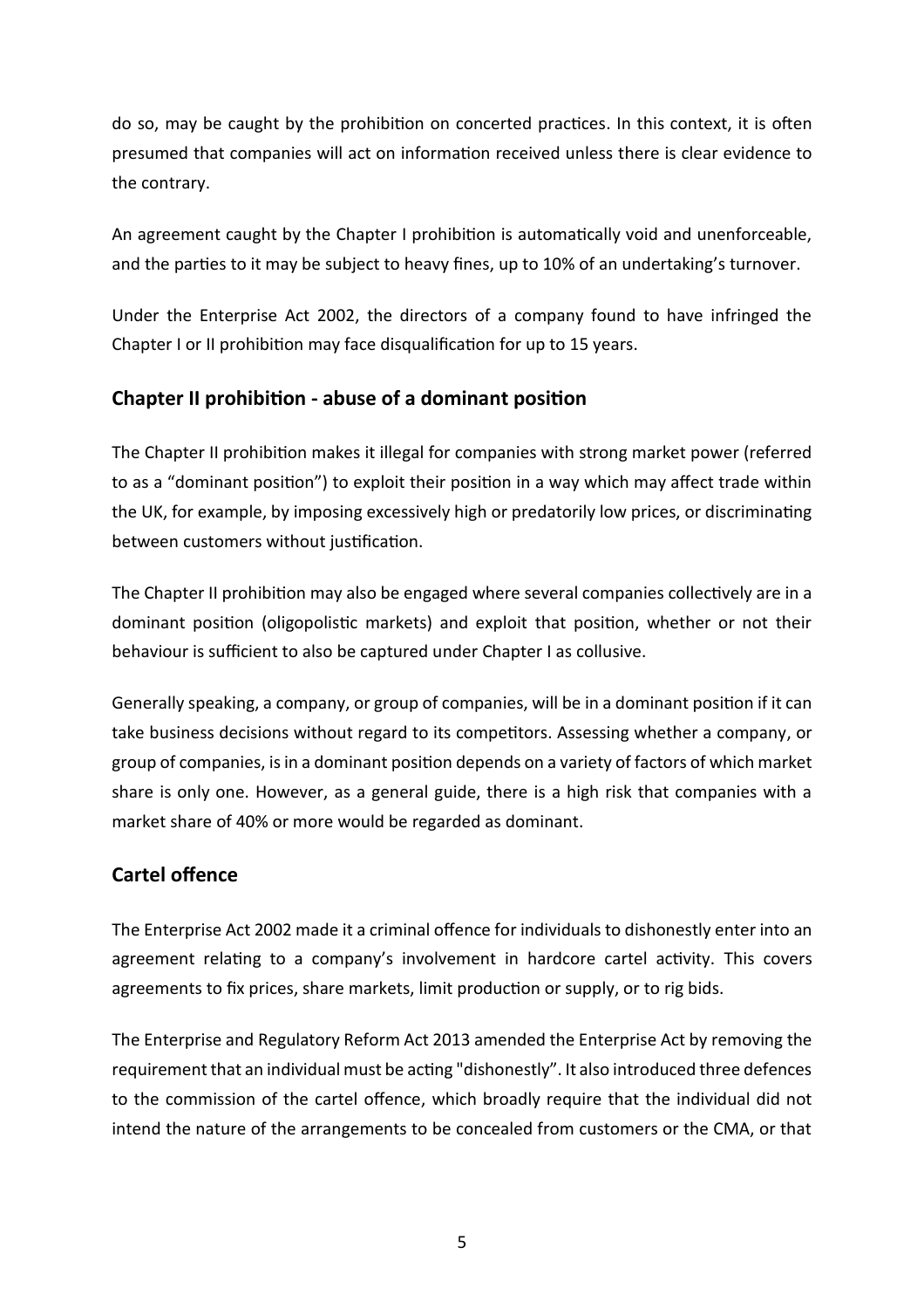do so, may be caught by the prohibition on concerted practices. In this context, it is often presumed that companies will act on information received unless there is clear evidence to the contrary.

An agreement caught by the Chapter I prohibition is automatically void and unenforceable, and the parties to it may be subject to heavy fines, up to 10% of an undertaking's turnover.

Under the Enterprise Act 2002, the directors of a company found to have infringed the Chapter I or II prohibition may face disqualification for up to 15 years.

## Chapter II prohibition - abuse of a dominant position

The Chapter II prohibition makes it illegal for companies with strong market power (referred to as a "dominant position") to exploit their position in a way which may affect trade within the UK, for example, by imposing excessively high or predatorily low prices, or discriminating between customers without justification.

The Chapter II prohibition may also be engaged where several companies collectively are in a dominant position (oligopolistic markets) and exploit that position, whether or not their behaviour is sufficient to also be captured under Chapter I as collusive.

Generally speaking, a company, or group of companies, will be in a dominant position if it can take business decisions without regard to its competitors. Assessing whether a company, or group of companies, is in a dominant position depends on a variety of factors of which market share is only one. However, as a general guide, there is a high risk that companies with a market share of 40% or more would be regarded as dominant.

## Cartel offence

The Enterprise Act 2002 made it a criminal offence for individuals to dishonestly enter into an agreement relating to a company's involvement in hardcore cartel activity. This covers agreements to fix prices, share markets, limit production or supply, or to rig bids.

The Enterprise and Regulatory Reform Act 2013 amended the Enterprise Act by removing the requirement that an individual must be acting "dishonestly". It also introduced three defences to the commission of the cartel offence, which broadly require that the individual did not intend the nature of the arrangements to be concealed from customers or the CMA, or that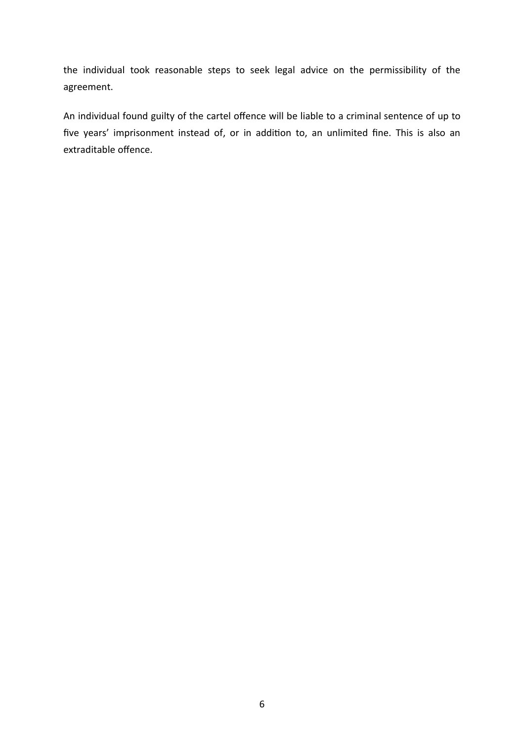the individual took reasonable steps to seek legal advice on the permissibility of the agreement.

An individual found guilty of the cartel offence will be liable to a criminal sentence of up to five years' imprisonment instead of, or in addition to, an unlimited fine. This is also an extraditable offence.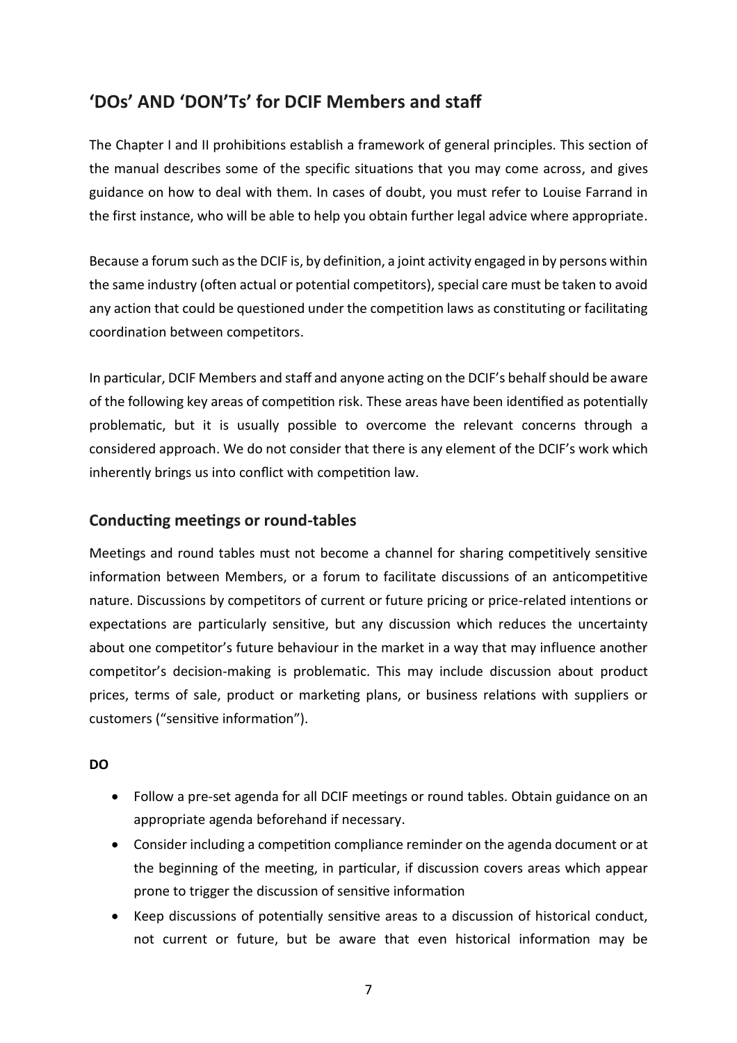## 'DOs' AND 'DON'Ts' for DCIF Members and staff

The Chapter I and II prohibitions establish a framework of general principles. This section of the manual describes some of the specific situations that you may come across, and gives guidance on how to deal with them. In cases of doubt, you must refer to Louise Farrand in the first instance, who will be able to help you obtain further legal advice where appropriate.

Because a forum such as the DCIF is, by definition, a joint activity engaged in by persons within the same industry (often actual or potential competitors), special care must be taken to avoid any action that could be questioned under the competition laws as constituting or facilitating coordination between competitors.

In particular, DCIF Members and staff and anyone acting on the DCIF's behalf should be aware of the following key areas of competition risk. These areas have been identified as potentially problematic, but it is usually possible to overcome the relevant concerns through a considered approach. We do not consider that there is any element of the DCIF's work which inherently brings us into conflict with competition law.

### Conducting meetings or round-tables

Meetings and round tables must not become a channel for sharing competitively sensitive information between Members, or a forum to facilitate discussions of an anticompetitive nature. Discussions by competitors of current or future pricing or price-related intentions or expectations are particularly sensitive, but any discussion which reduces the uncertainty about one competitor's future behaviour in the market in a way that may influence another competitor's decision-making is problematic. This may include discussion about product prices, terms of sale, product or marketing plans, or business relations with suppliers or customers ("sensitive information").

**DO**

- Follow a pre-set agenda for all DCIF meetings or round tables. Obtain guidance on an appropriate agenda beforehand if necessary.
- Consider including a competition compliance reminder on the agenda document or at the beginning of the meeting, in particular, if discussion covers areas which appear prone to trigger the discussion of sensitive information
- Keep discussions of potentially sensitive areas to a discussion of historical conduct, not current or future, but be aware that even historical information may be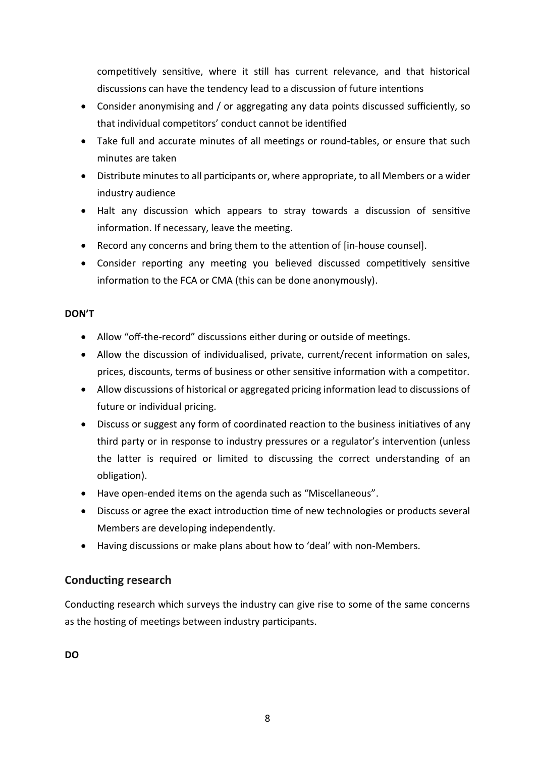competitively sensitive, where it still has current relevance, and that historical discussions can have the tendency lead to a discussion of future intentions

- Consider anonymising and / or aggregating any data points discussed sufficiently, so that individual competitors' conduct cannot be identified
- Take full and accurate minutes of all meetings or round-tables, or ensure that such minutes are taken
- Distribute minutes to all participants or, where appropriate, to all Members or a wider industry audience
- Halt any discussion which appears to stray towards a discussion of sensitive information. If necessary, leave the meeting.
- Record any concerns and bring them to the attention of [in-house counsel].
- Consider reporting any meeting you believed discussed competitively sensitive information to the FCA or CMA (this can be done anonymously).

**DON'T**

- Allow "off-the-record" discussions either during or outside of meetings.
- Allow the discussion of individualised, private, current/recent information on sales, prices, discounts, terms of business or other sensitive information with a competitor.
- Allow discussions of historical or aggregated pricing information lead to discussions of future or individual pricing.
- Discuss or suggest any form of coordinated reaction to the business initiatives of any third party or in response to industry pressures or a regulator's intervention (unless the latter is required or limited to discussing the correct understanding of an obligation).
- Have open-ended items on the agenda such as "Miscellaneous".
- Discuss or agree the exact introduction time of new technologies or products several Members are developing independently.
- Having discussions or make plans about how to 'deal' with non-Members.

## Conducting research

Conducting research which surveys the industry can give rise to some of the same concerns as the hosting of meetings between industry participants.

**DO**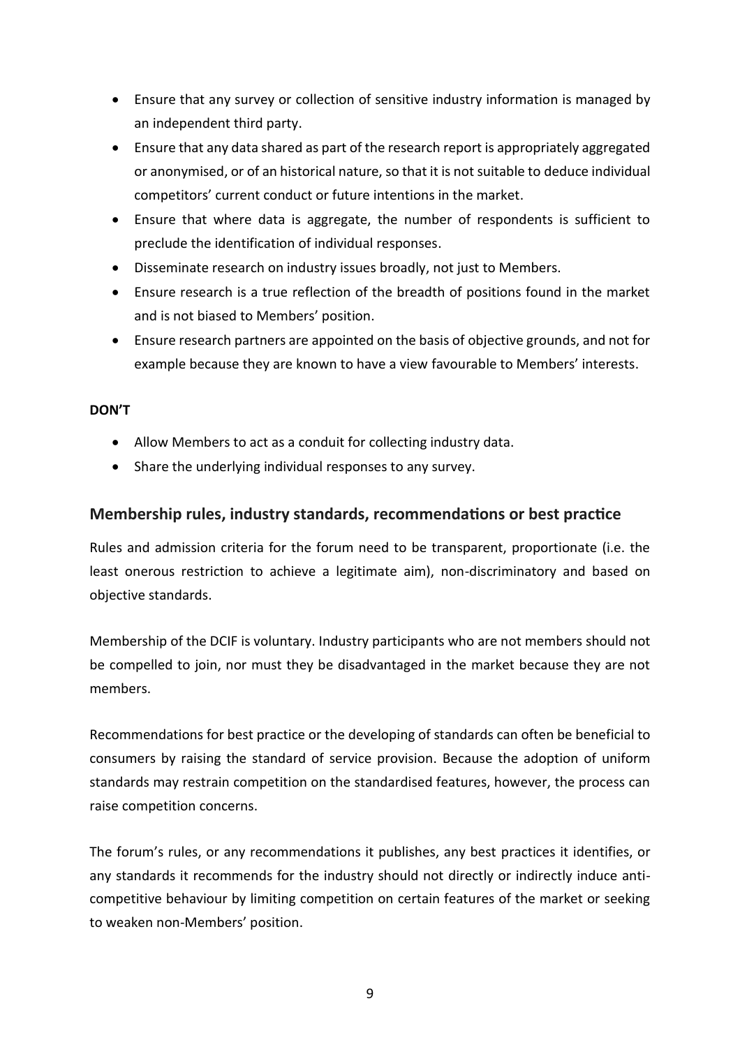- Ensure that any survey or collection of sensitive industry information is managed by an independent third party.
- Ensure that any data shared as part of the research report is appropriately aggregated or anonymised, or of an historical nature, so that it is not suitable to deduce individual competitors' current conduct or future intentions in the market.
- Ensure that where data is aggregate, the number of respondents is sufficient to preclude the identification of individual responses.
- Disseminate research on industry issues broadly, not just to Members.
- Ensure research is a true reflection of the breadth of positions found in the market and is not biased to Members' position.
- Ensure research partners are appointed on the basis of objective grounds, and not for example because they are known to have a view favourable to Members' interests.

**DON'T**

- Allow Members to act as a conduit for collecting industry data.
- Share the underlying individual responses to any survey.

## Membership rules, industry standards, recommendations or best practice

Rules and admission criteria for the forum need to be transparent, proportionate (i.e. the least onerous restriction to achieve a legitimate aim), non-discriminatory and based on objective standards.

Membership of the DCIF is voluntary. Industry participants who are not members should not be compelled to join, nor must they be disadvantaged in the market because they are not members.

Recommendations for best practice or the developing of standards can often be beneficial to consumers by raising the standard of service provision. Because the adoption of uniform standards may restrain competition on the standardised features, however, the process can raise competition concerns.

The forum's rules, or any recommendations it publishes, any best practices it identifies, or any standards it recommends for the industry should not directly or indirectly induce anti-competitive behaviour by limiting competition on certain features of the market or seeking to weaken non-Members' position.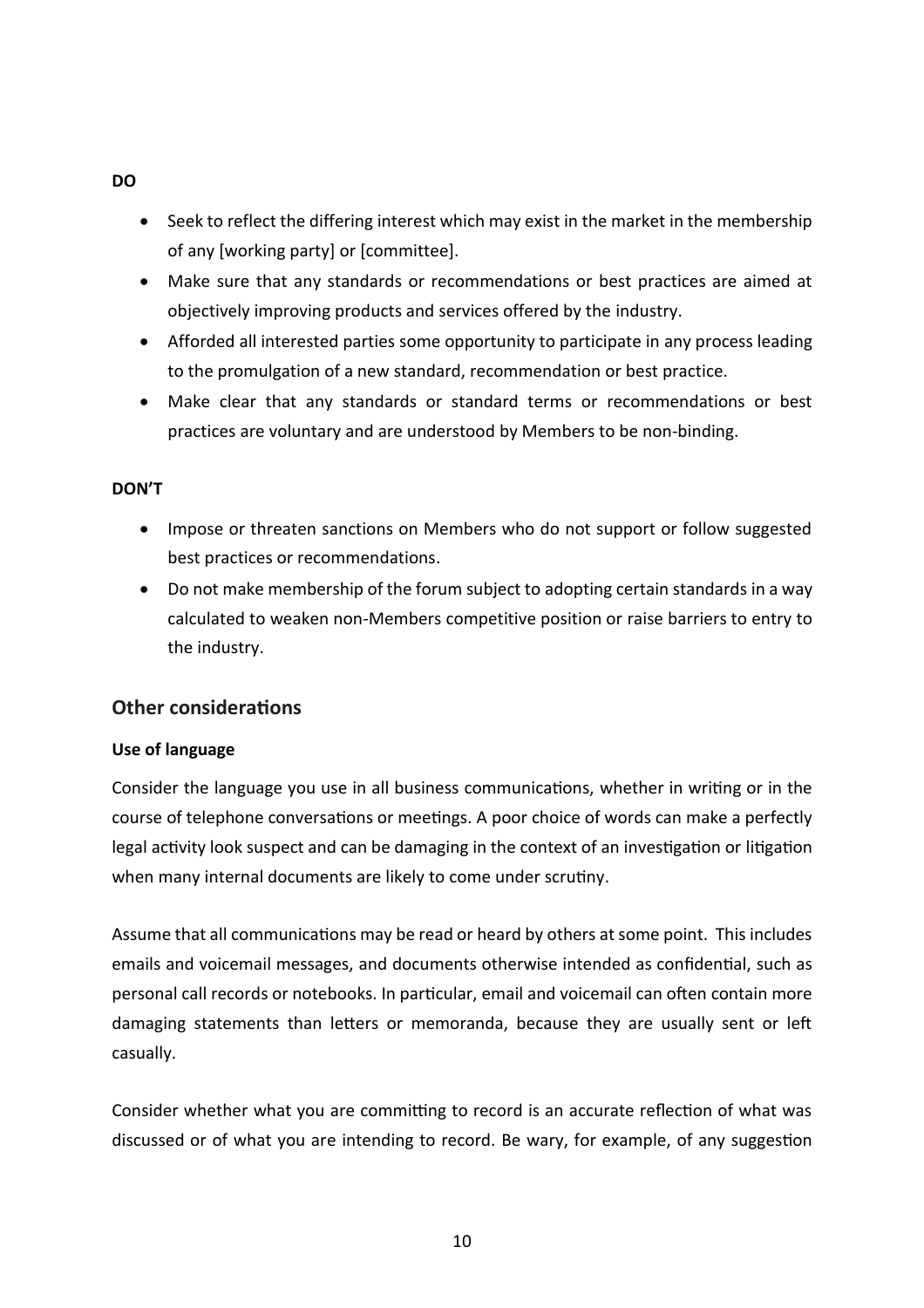**DO**

- Seek to reflect the differing interest which may exist in the market in the membership of any [working party] or [committee].
- Make sure that any standards or recommendations or best practices are aimed at objectively improving products and services offered by the industry.
- Afforded all interested parties some opportunity to participate in any process leading to the promulgation of a new standard, recommendation or best practice.
- Make clear that any standards or standard terms or recommendations or best practices are voluntary and are understood by Members to be non-binding.

**DON'T**

- Impose or threaten sanctions on Members who do not support or follow suggested best practices or recommendations.
- Do not make membership of the forum subject to adopting certain standards in a way calculated to weaken non-Members competitive position or raise barriers to entry to the industry.

## Other considerations

### Use of language

Consider the language you use in all business communications, whether in writing or in the course of telephone conversations or meetings. A poor choice of words can make a perfectly legal activity look suspect and can be damaging in the context of an investigation or litigation when many internal documents are likely to come under scrutiny.

Assume that all communications may be read or heard by others at some point. This includes emails and voicemail messages, and documents otherwise intended as confidential, such as personal call records or notebooks. In particular, email and voicemail can often contain more damaging statements than letters or memoranda, because they are usually sent or left casually.

Consider whether what you are committing to record is an accurate reflection of what was discussed or of what you are intending to record. Be wary, for example, of any suggestion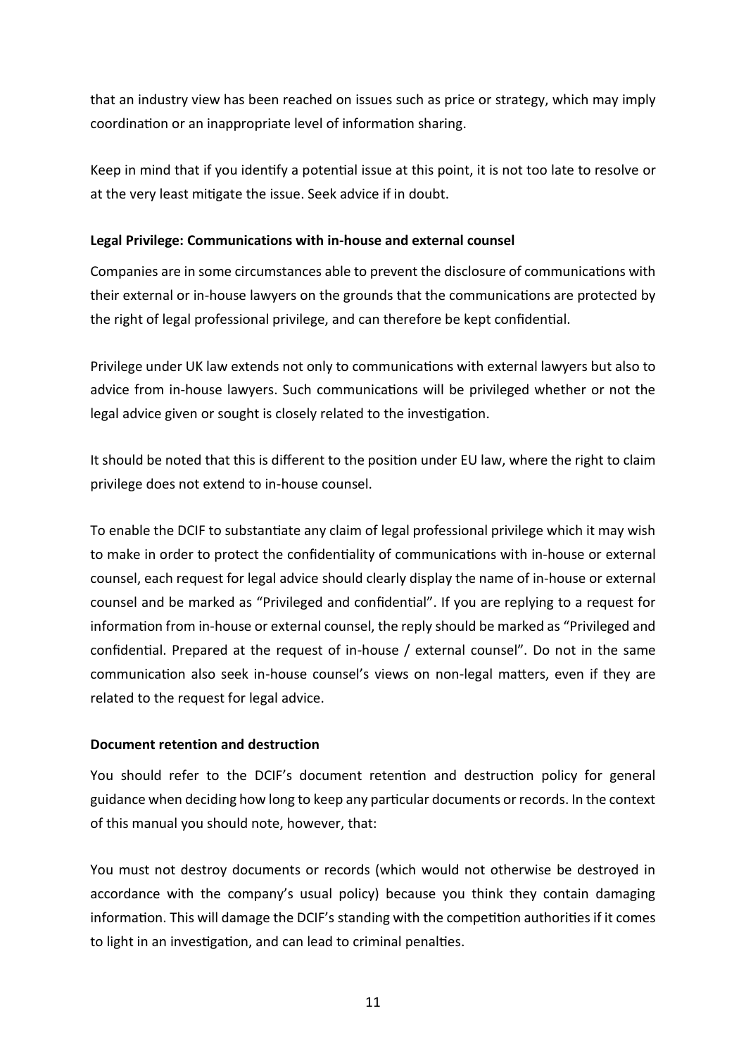that an industry view has been reached on issues such as price or strategy, which may imply coordination or an inappropriate level of information sharing.

Keep in mind that if you identify a potential issue at this point, it is not too late to resolve or at the very least mitigate the issue. Seek advice if in doubt.

**Legal Privilege: Communications with in-house and external counsel**

Companies are in some circumstances able to prevent the disclosure of communications with their external or in-house lawyers on the grounds that the communications are protected by the right of legal professional privilege, and can therefore be kept confidential.

Privilege under UK law extends not only to communications with external lawyers but also to advice from in-house lawyers. Such communications will be privileged whether or not the legal advice given or sought is closely related to the investigation.

It should be noted that this is different to the position under EU law, where the right to claim privilege does not extend to in-house counsel.

To enable the DCIF to substantiate any claim of legal professional privilege which it may wish to make in order to protect the confidentiality of communications with in-house or external counsel, each request for legal advice should clearly display the name of in-house or external counsel and be marked as "Privileged and confidential". If you are replying to a request for information from in-house or external counsel, the reply should be marked as "Privileged and confidential. Prepared at the request of in-house / external counsel". Do not in the same communication also seek in-house counsel's views on non-legal matters, even if they are related to the request for legal advice.

**Document retention and destruction**

You should refer to the DCIF's document retention and destruction policy for general guidance when deciding how long to keep any particular documents or records. In the context of this manual you should note, however, that:

You must not destroy documents or records (which would not otherwise be destroyed in accordance with the company's usual policy) because you think they contain damaging information. This will damage the DCIF's standing with the competition authorities if it comes to light in an investigation, and can lead to criminal penalties.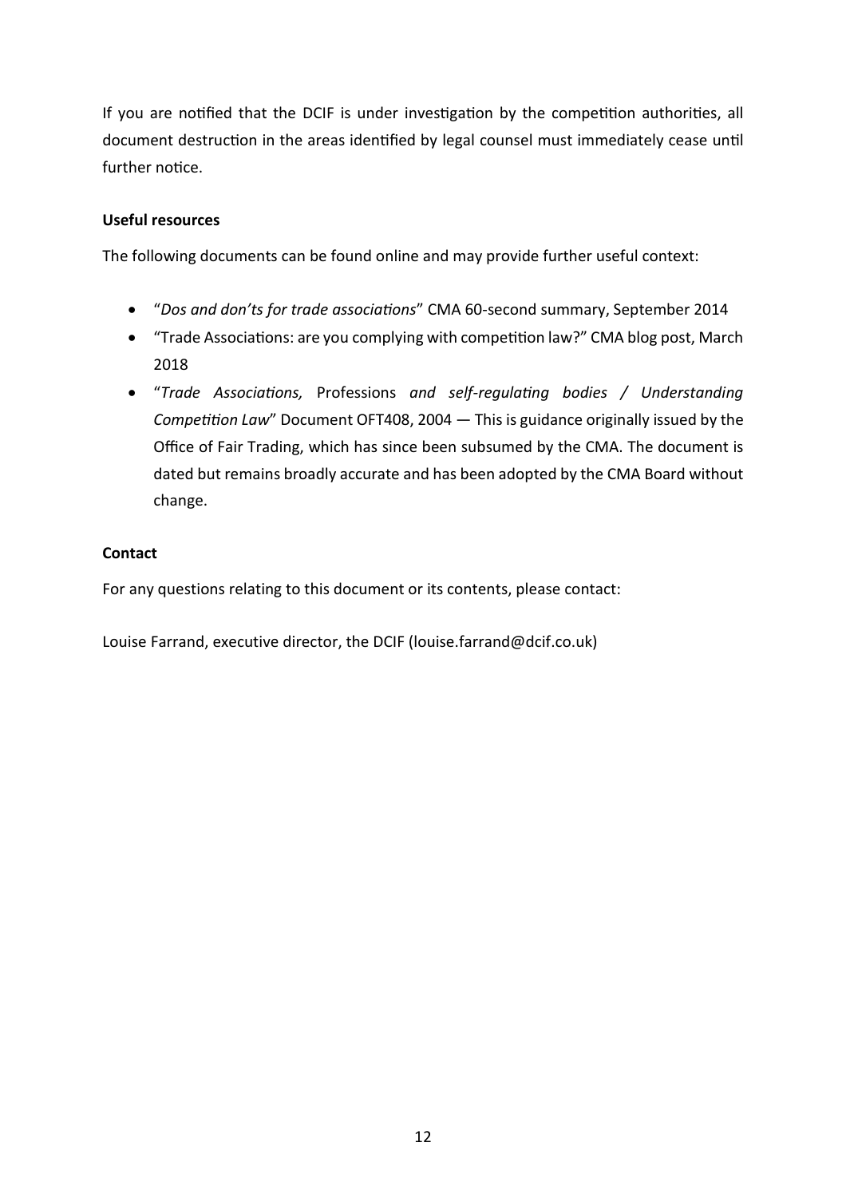If you are notified that the DCIF is under investigation by the competition authorities, all document destruction in the areas identified by legal counsel must immediately cease until further notice.

**Useful resources**

The following documents can be found online and may provide further useful context:

- "*Dos and don'ts for trade associations*" CMA 60-second summary, September 2014
- "Trade Associations: are you complying with competition law?" CMA blog post, March 2018
- "*Trade Associations,* Professions *and self-regulating bodies / Understanding Competition Law*" Document OFT408, 2004 — This is guidance originally issued by the Office of Fair Trading, which has since been subsumed by the CMA. The document is dated but remains broadly accurate and has been adopted by the CMA Board without change.

**Contact**

For any questions relating to this document or its contents, please contact:

Louise Farrand, executive director, the DCIF (louise.farrand@dcif.co.uk)